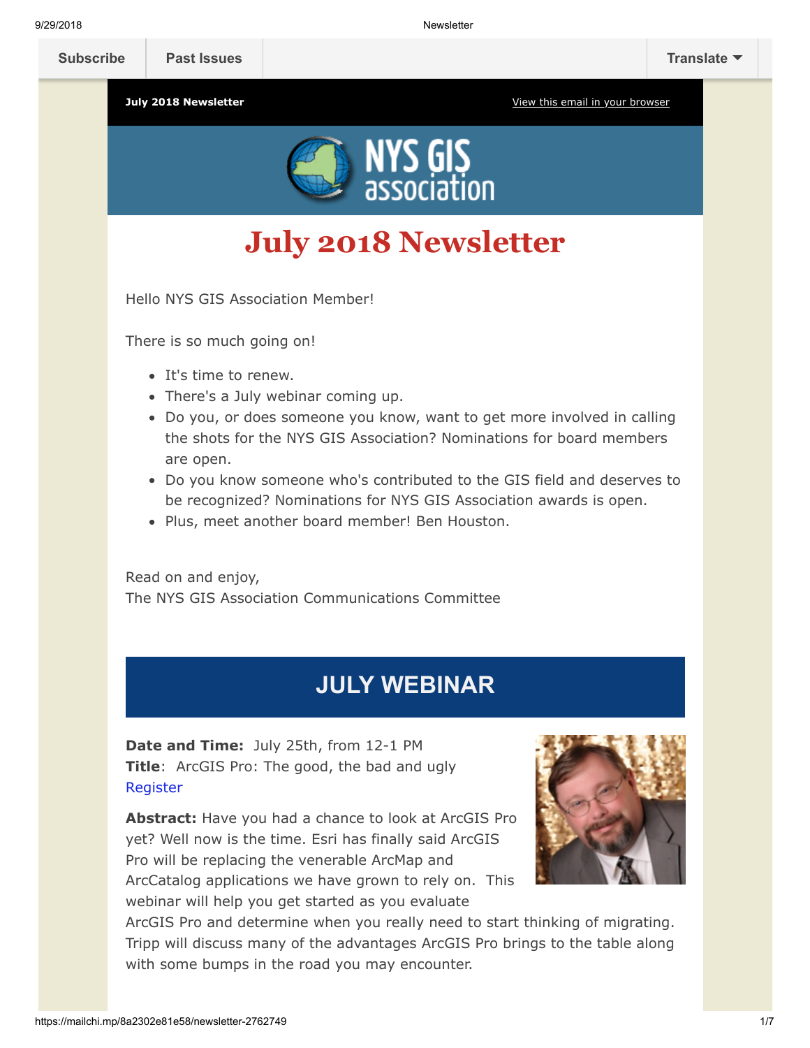Subscribe | Past Issues | Translate

**July 2018 Newsletter** | View this email in your browser

# July 2018 Newsletter

Hello NYS GIS Association Member!

There is so much going on!

- It's time to renew.
- There's a July webinar coming up.
- Do you, or does someone you know, want to get more involved in calling the shots for the NYS GIS Association? Nominations for board members are open.
- Do you know someone who's contributed to the GIS field and deserves to be recognized? Nominations for NYS GIS Association awards is open.
- Plus, meet another board member! Ben Houston.

Read on and enjoy,
The NYS GIS Association Communications Committee

## JULY WEBINAR

**Date and Time:** July 25th, from 12-1 PM
**Title**: ArcGIS Pro: The good, the bad and ugly
Register

**Abstract:** Have you had a chance to look at ArcGIS Pro yet? Well now is the time. Esri has finally said ArcGIS Pro will be replacing the venerable ArcMap and ArcCatalog applications we have grown to rely on. This webinar will help you get started as you evaluate ArcGIS Pro and determine when you really need to start thinking of migrating. Tripp will discuss many of the advantages ArcGIS Pro brings to the table along with some bumps in the road you may encounter.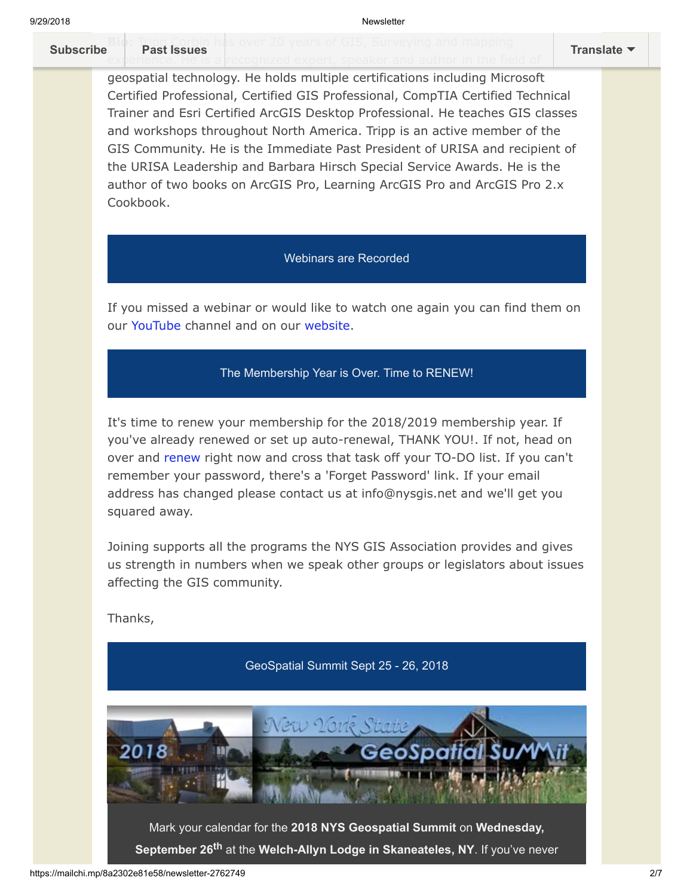**Bio:** Tripp Corbin has over 20 years of GIS, Surveying and mapping experience. He is a recognized expert, speaker and author in the field of geospatial technology. He holds multiple certifications including Microsoft Certified Professional, Certified GIS Professional, CompTIA Certified Technical Trainer and Esri Certified ArcGIS Desktop Professional. He teaches GIS classes and workshops throughout North America. Tripp is an active member of the GIS Community. He is the Immediate Past President of URISA and recipient of the URISA Leadership and Barbara Hirsch Special Service Awards. He is the author of two books on ArcGIS Pro, Learning ArcGIS Pro and ArcGIS Pro 2.x Cookbook.

## Webinars are Recorded

If you missed a webinar or would like to watch one again you can find them on our YouTube channel and on our website.

## The Membership Year is Over. Time to RENEW!

It's time to renew your membership for the 2018/2019 membership year. If you've already renewed or set up auto-renewal, THANK YOU!. If not, head on over and renew right now and cross that task off your TO-DO list. If you can't remember your password, there's a 'Forget Password' link. If your email address has changed please contact us at info@nysgis.net and we'll get you squared away.

Joining supports all the programs the NYS GIS Association provides and gives us strength in numbers when we speak other groups or legislators about issues affecting the GIS community.

Thanks,

## GeoSpatial Summit Sept 25 - 26, 2018

2018 New York State GeoSpatial SuMMit

Mark your calendar for the **2018 NYS Geospatial Summit** on **Wednesday, September 26th** at the **Welch-Allyn Lodge in Skaneateles, NY**. If you've never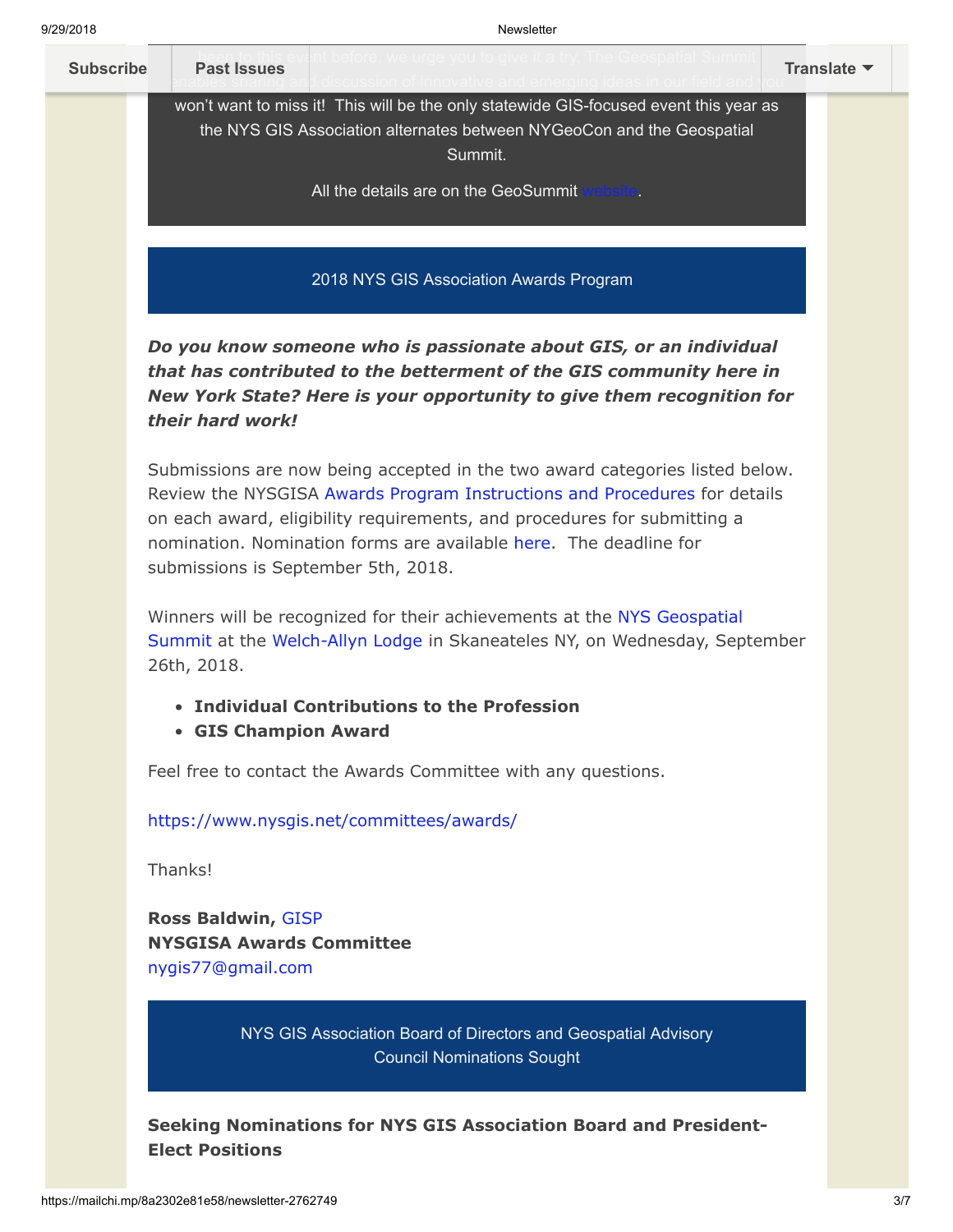been to this event before, we urge you to give it a try. The Geospatial Summit enables sharing and discussion of innovative and emerging ideas in our field and you won't want to miss it! This will be the only statewide GIS-focused event this year as the NYS GIS Association alternates between NYGeoCon and the Geospatial Summit.

All the details are on the GeoSummit website.

## 2018 NYS GIS Association Awards Program

***Do you know someone who is passionate about GIS, or an individual that has contributed to the betterment of the GIS community here in New York State? Here is your opportunity to give them recognition for their hard work!***

Submissions are now being accepted in the two award categories listed below. Review the NYSGISA Awards Program Instructions and Procedures for details on each award, eligibility requirements, and procedures for submitting a nomination. Nomination forms are available here. The deadline for submissions is September 5th, 2018.

Winners will be recognized for their achievements at the NYS Geospatial Summit at the Welch-Allyn Lodge in Skaneateles NY, on Wednesday, September 26th, 2018.

- **Individual Contributions to the Profession**
- **GIS Champion Award**

Feel free to contact the Awards Committee with any questions.

https://www.nysgis.net/committees/awards/

Thanks!

**Ross Baldwin,** GISP
**NYSGISA Awards Committee**
nygis77@gmail.com

## NYS GIS Association Board of Directors and Geospatial Advisory Council Nominations Sought

**Seeking Nominations for NYS GIS Association Board and President-Elect Positions**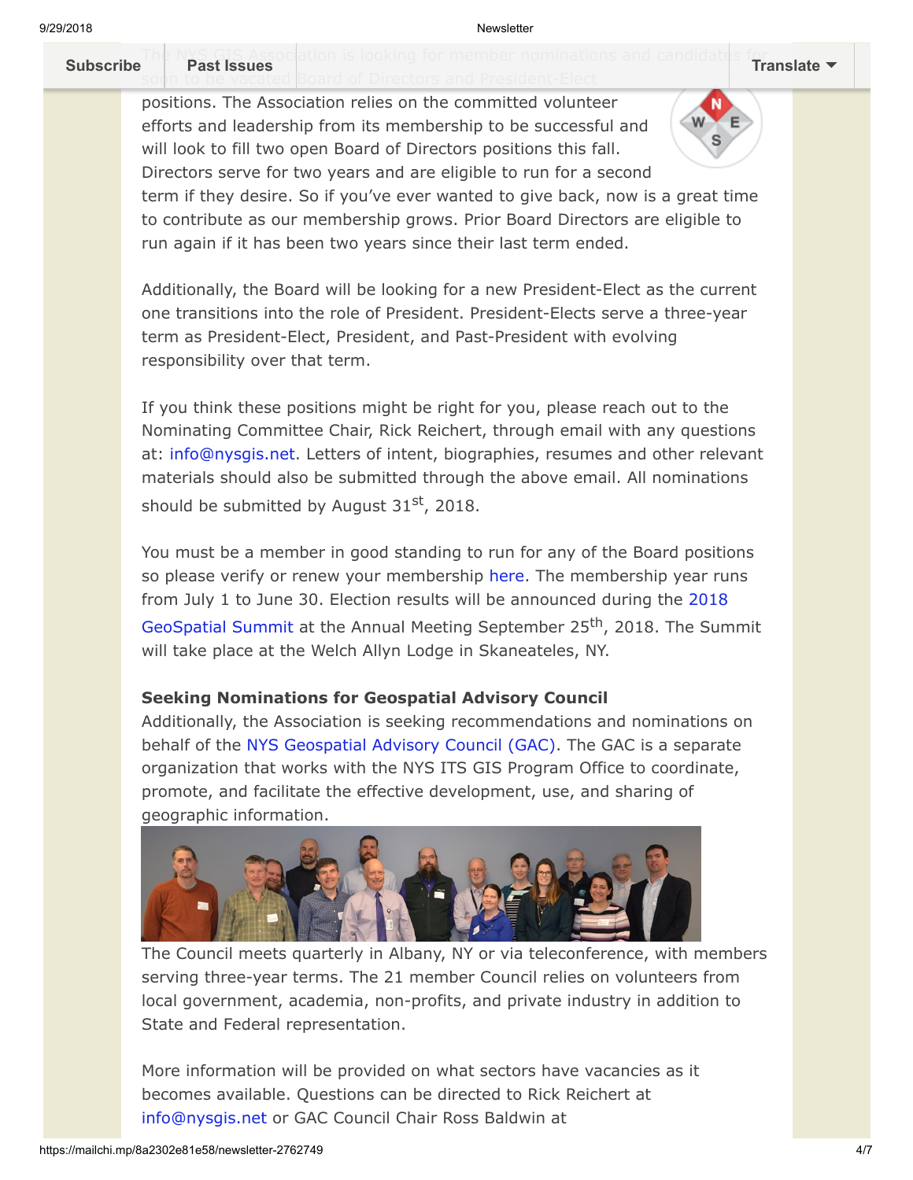The NYS GIS Association is looking for member nominations and candidates for soon to be vacated Board of Directors and President-Elect positions. The Association relies on the committed volunteer efforts and leadership from its membership to be successful and will look to fill two open Board of Directors positions this fall. Directors serve for two years and are eligible to run for a second term if they desire. So if you've ever wanted to give back, now is a great time to contribute as our membership grows. Prior Board Directors are eligible to run again if it has been two years since their last term ended.

Additionally, the Board will be looking for a new President-Elect as the current one transitions into the role of President. President-Elects serve a three-year term as President-Elect, President, and Past-President with evolving responsibility over that term.

If you think these positions might be right for you, please reach out to the Nominating Committee Chair, Rick Reichert, through email with any questions at: info@nysgis.net. Letters of intent, biographies, resumes and other relevant materials should also be submitted through the above email. All nominations should be submitted by August 31st, 2018.

You must be a member in good standing to run for any of the Board positions so please verify or renew your membership here. The membership year runs from July 1 to June 30. Election results will be announced during the 2018 GeoSpatial Summit at the Annual Meeting September 25th, 2018. The Summit will take place at the Welch Allyn Lodge in Skaneateles, NY.

**Seeking Nominations for Geospatial Advisory Council**

Additionally, the Association is seeking recommendations and nominations on behalf of the NYS Geospatial Advisory Council (GAC). The GAC is a separate organization that works with the NYS ITS GIS Program Office to coordinate, promote, and facilitate the effective development, use, and sharing of geographic information.

The Council meets quarterly in Albany, NY or via teleconference, with members serving three-year terms. The 21 member Council relies on volunteers from local government, academia, non-profits, and private industry in addition to State and Federal representation.

More information will be provided on what sectors have vacancies as it becomes available. Questions can be directed to Rick Reichert at info@nysgis.net or GAC Council Chair Ross Baldwin at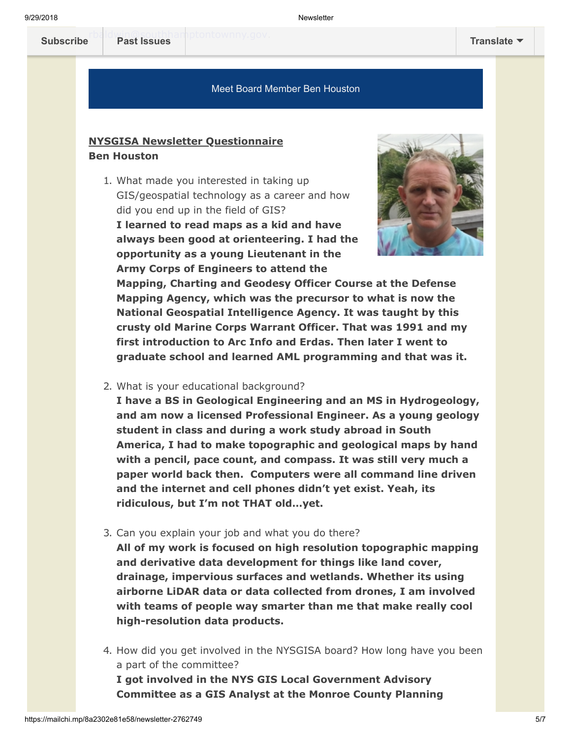Subscribe | Past Issues | Translate

## Meet Board Member Ben Houston

**NYSGISA Newsletter Questionnaire**
**Ben Houston**

1. What made you interested in taking up GIS/geospatial technology as a career and how did you end up in the field of GIS?
   **I learned to read maps as a kid and have always been good at orienteering. I had the opportunity as a young Lieutenant in the Army Corps of Engineers to attend the Mapping, Charting and Geodesy Officer Course at the Defense Mapping Agency, which was the precursor to what is now the National Geospatial Intelligence Agency. It was taught by this crusty old Marine Corps Warrant Officer. That was 1991 and my first introduction to Arc Info and Erdas. Then later I went to graduate school and learned AML programming and that was it.**

2. What is your educational background?
   **I have a BS in Geological Engineering and an MS in Hydrogeology, and am now a licensed Professional Engineer. As a young geology student in class and during a work study abroad in South America, I had to make topographic and geological maps by hand with a pencil, pace count, and compass. It was still very much a paper world back then. Computers were all command line driven and the internet and cell phones didn't yet exist. Yeah, its ridiculous, but I'm not THAT old…yet.**

3. Can you explain your job and what you do there?
   **All of my work is focused on high resolution topographic mapping and derivative data development for things like land cover, drainage, impervious surfaces and wetlands. Whether its using airborne LiDAR data or data collected from drones, I am involved with teams of people way smarter than me that make really cool high-resolution data products.**

4. How did you get involved in the NYSGISA board? How long have you been a part of the committee?
   **I got involved in the NYS GIS Local Government Advisory Committee as a GIS Analyst at the Monroe County Planning**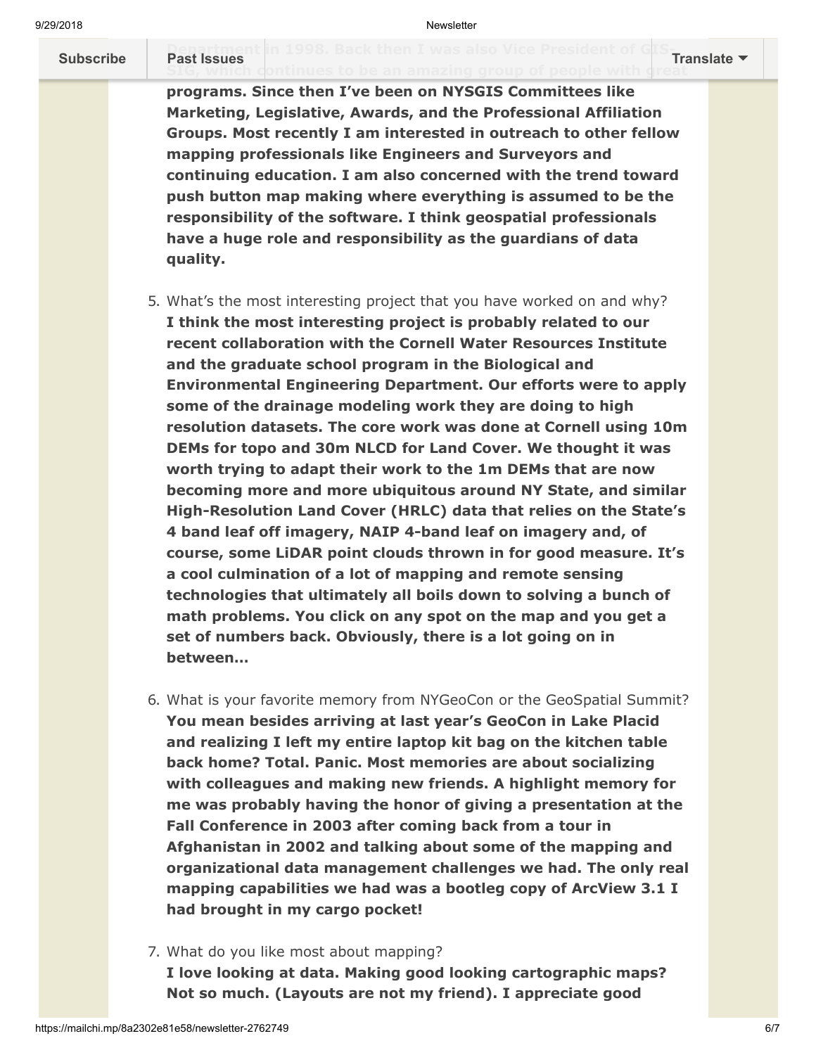Department in 1998. Back then I was also Vice President of GIS-SIG, which continues to be an amazing group of people with great programs. Since then I've been on NYSGIS Committees like Marketing, Legislative, Awards, and the Professional Affiliation Groups. Most recently I am interested in outreach to other fellow mapping professionals like Engineers and Surveyors and continuing education. I am also concerned with the trend toward push button map making where everything is assumed to be the responsibility of the software. I think geospatial professionals have a huge role and responsibility as the guardians of data quality.**

5. What's the most interesting project that you have worked on and why?
**I think the most interesting project is probably related to our recent collaboration with the Cornell Water Resources Institute and the graduate school program in the Biological and Environmental Engineering Department. Our efforts were to apply some of the drainage modeling work they are doing to high resolution datasets. The core work was done at Cornell using 10m DEMs for topo and 30m NLCD for Land Cover. We thought it was worth trying to adapt their work to the 1m DEMs that are now becoming more and more ubiquitous around NY State, and similar High-Resolution Land Cover (HRLC) data that relies on the State's 4 band leaf off imagery, NAIP 4-band leaf on imagery and, of course, some LiDAR point clouds thrown in for good measure. It's a cool culmination of a lot of mapping and remote sensing technologies that ultimately all boils down to solving a bunch of math problems. You click on any spot on the map and you get a set of numbers back. Obviously, there is a lot going on in between...**

6. What is your favorite memory from NYGeoCon or the GeoSpatial Summit?
**You mean besides arriving at last year's GeoCon in Lake Placid and realizing I left my entire laptop kit bag on the kitchen table back home? Total. Panic. Most memories are about socializing with colleagues and making new friends. A highlight memory for me was probably having the honor of giving a presentation at the Fall Conference in 2003 after coming back from a tour in Afghanistan in 2002 and talking about some of the mapping and organizational data management challenges we had. The only real mapping capabilities we had was a bootleg copy of ArcView 3.1 I had brought in my cargo pocket!**

7. What do you like most about mapping?
**I love looking at data. Making good looking cartographic maps? Not so much. (Layouts are not my friend). I appreciate good**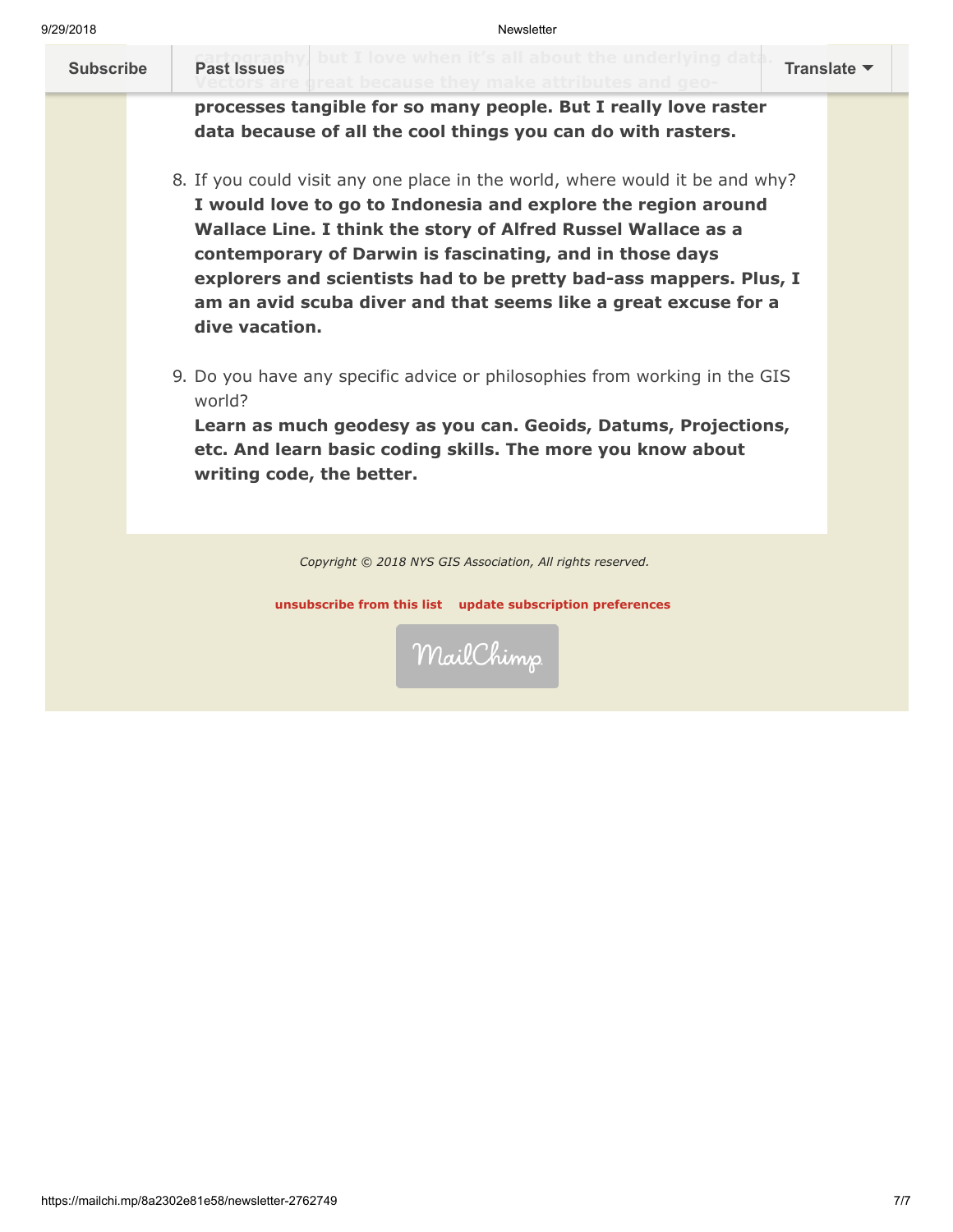cartography, but I love when it's all about the underlying data. Vectors are great because they make attributes and geo-processes tangible for so many people. But I really love raster data because of all the cool things you can do with rasters.**

8. If you could visit any one place in the world, where would it be and why?
   **I would love to go to Indonesia and explore the region around Wallace Line. I think the story of Alfred Russel Wallace as a contemporary of Darwin is fascinating, and in those days explorers and scientists had to be pretty bad-ass mappers. Plus, I am an avid scuba diver and that seems like a great excuse for a dive vacation.**

9. Do you have any specific advice or philosophies from working in the GIS world?
   **Learn as much geodesy as you can. Geoids, Datums, Projections, etc. And learn basic coding skills. The more you know about writing code, the better.**

*Copyright © 2018 NYS GIS Association, All rights reserved.*

**unsubscribe from this list** **update subscription preferences**